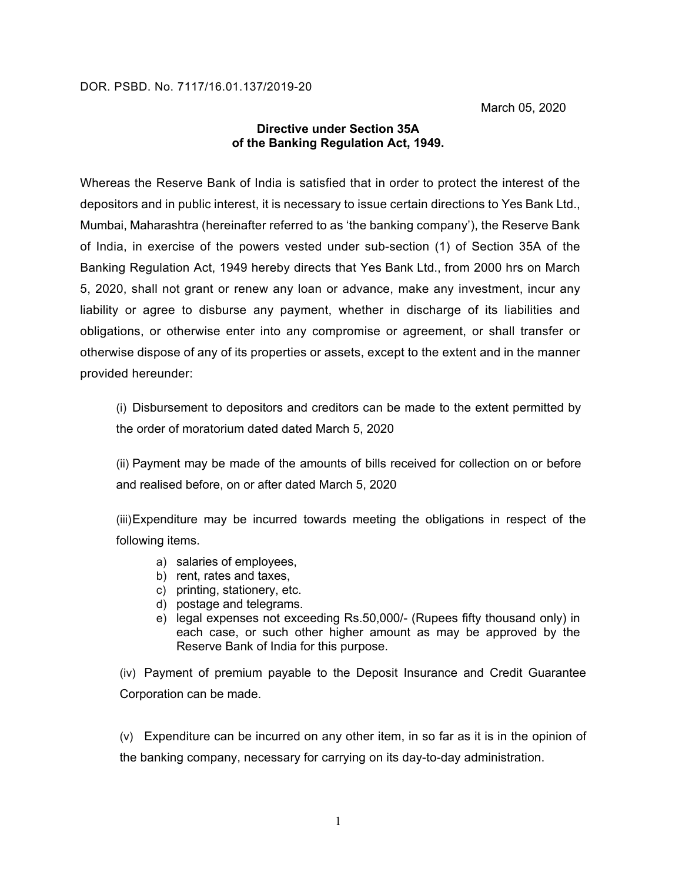DOR. PSBD. No. 7117/16.01.137/2019-20

March 05, 2020

**Directive under Section 35A of the Banking Regulation Act, 1949.**

Whereas the Reserve Bank of India is satisfied that in order to protect the interest of the depositors and in public interest, it is necessary to issue certain directions to Yes Bank Ltd., Mumbai, Maharashtra (hereinafter referred to as 'the banking company'), the Reserve Bank of India, in exercise of the powers vested under sub-section (1) of Section 35A of the Banking Regulation Act, 1949 hereby directs that Yes Bank Ltd., from 2000 hrs on March 5, 2020, shall not grant or renew any loan or advance, make any investment, incur any liability or agree to disburse any payment, whether in discharge of its liabilities and obligations, or otherwise enter into any compromise or agreement, or shall transfer or otherwise dispose of any of its properties or assets, except to the extent and in the manner provided hereunder:

(i) Disbursement to depositors and creditors can be made to the extent permitted by the order of moratorium dated dated March 5, 2020

(ii) Payment may be made of the amounts of bills received for collection on or before and realised before, on or after dated March 5, 2020

(iii) Expenditure may be incurred towards meeting the obligations in respect of the following items.

a) salaries of employees,
b) rent, rates and taxes,
c) printing, stationery, etc.
d) postage and telegrams.
e) legal expenses not exceeding Rs.50,000/- (Rupees fifty thousand only) in each case, or such other higher amount as may be approved by the Reserve Bank of India for this purpose.

(iv) Payment of premium payable to the Deposit Insurance and Credit Guarantee Corporation can be made.

(v) Expenditure can be incurred on any other item, in so far as it is in the opinion of the banking company, necessary for carrying on its day-to-day administration.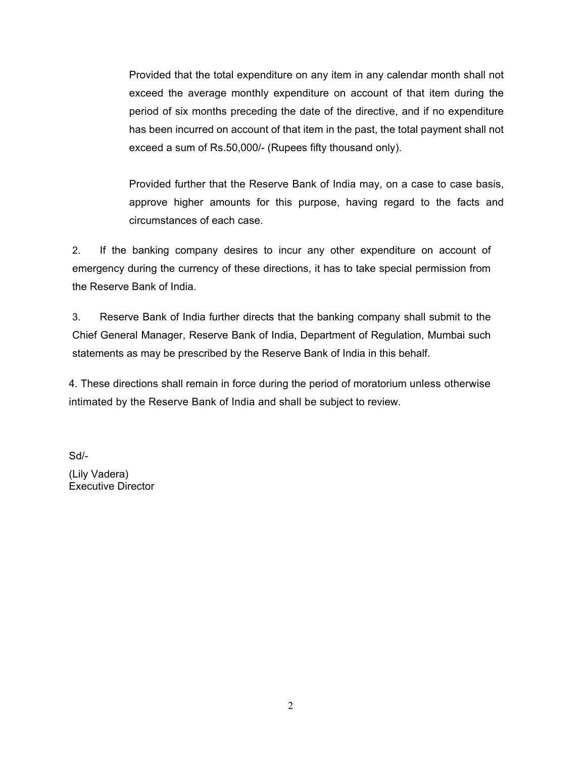Provided that the total expenditure on any item in any calendar month shall not exceed the average monthly expenditure on account of that item during the period of six months preceding the date of the directive, and if no expenditure has been incurred on account of that item in the past, the total payment shall not exceed a sum of Rs.50,000/- (Rupees fifty thousand only).

Provided further that the Reserve Bank of India may, on a case to case basis, approve higher amounts for this purpose, having regard to the facts and circumstances of each case.

2. If the banking company desires to incur any other expenditure on account of emergency during the currency of these directions, it has to take special permission from the Reserve Bank of India.

3. Reserve Bank of India further directs that the banking company shall submit to the Chief General Manager, Reserve Bank of India, Department of Regulation, Mumbai such statements as may be prescribed by the Reserve Bank of India in this behalf.

4. These directions shall remain in force during the period of moratorium unless otherwise intimated by the Reserve Bank of India and shall be subject to review.

Sd/-

(Lily Vadera)
Executive Director